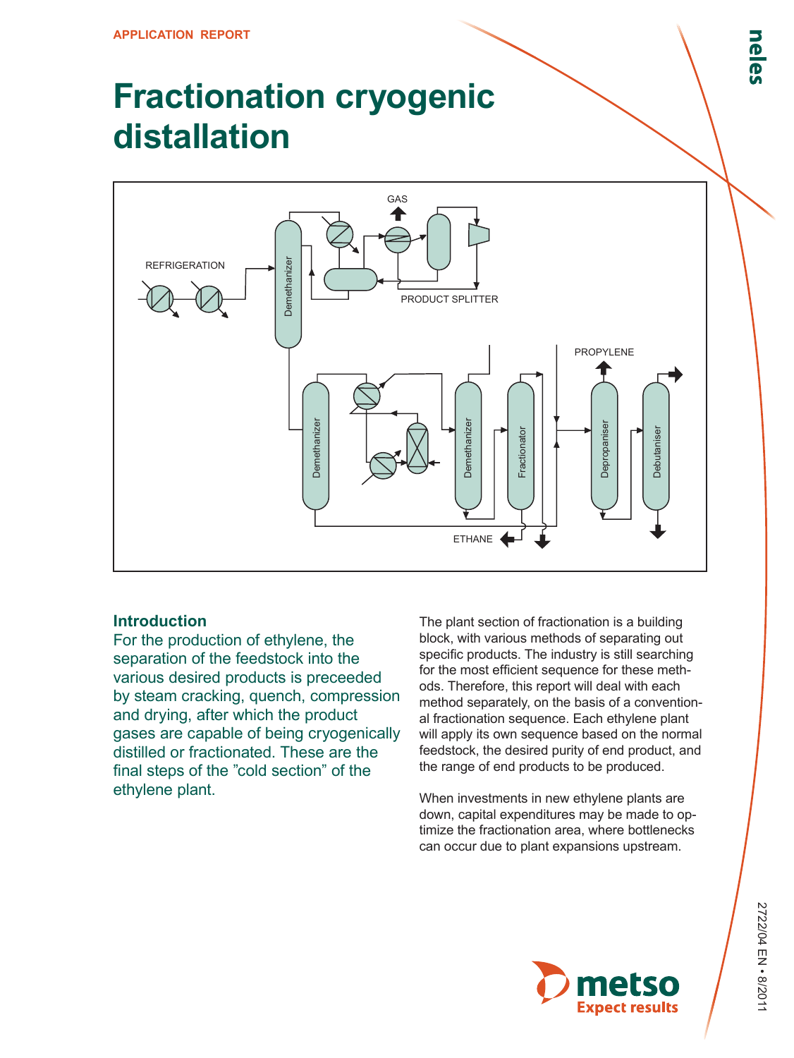APPLICATION REPORT

# Fractionation cryogenic distallation

## Introduction

For the production of ethylene, the separation of the feedstock into the various desired products is preceeded by steam cracking, quench, compression and drying, after which the product gases are capable of being cryogenically distilled or fractionated. These are the final steps of the "cold section" of the ethylene plant.

The plant section of fractionation is a building block, with various methods of separating out specific products. The industry is still searching for the most efficient sequence for these methods. Therefore, this report will deal with each method separately, on the basis of a conventional fractionation sequence. Each ethylene plant will apply its own sequence based on the normal feedstock, the desired purity of end product, and the range of end products to be produced.

When investments in new ethylene plants are down, capital expenditures may be made to optimize the fractionation area, where bottlenecks can occur due to plant expansions upstream.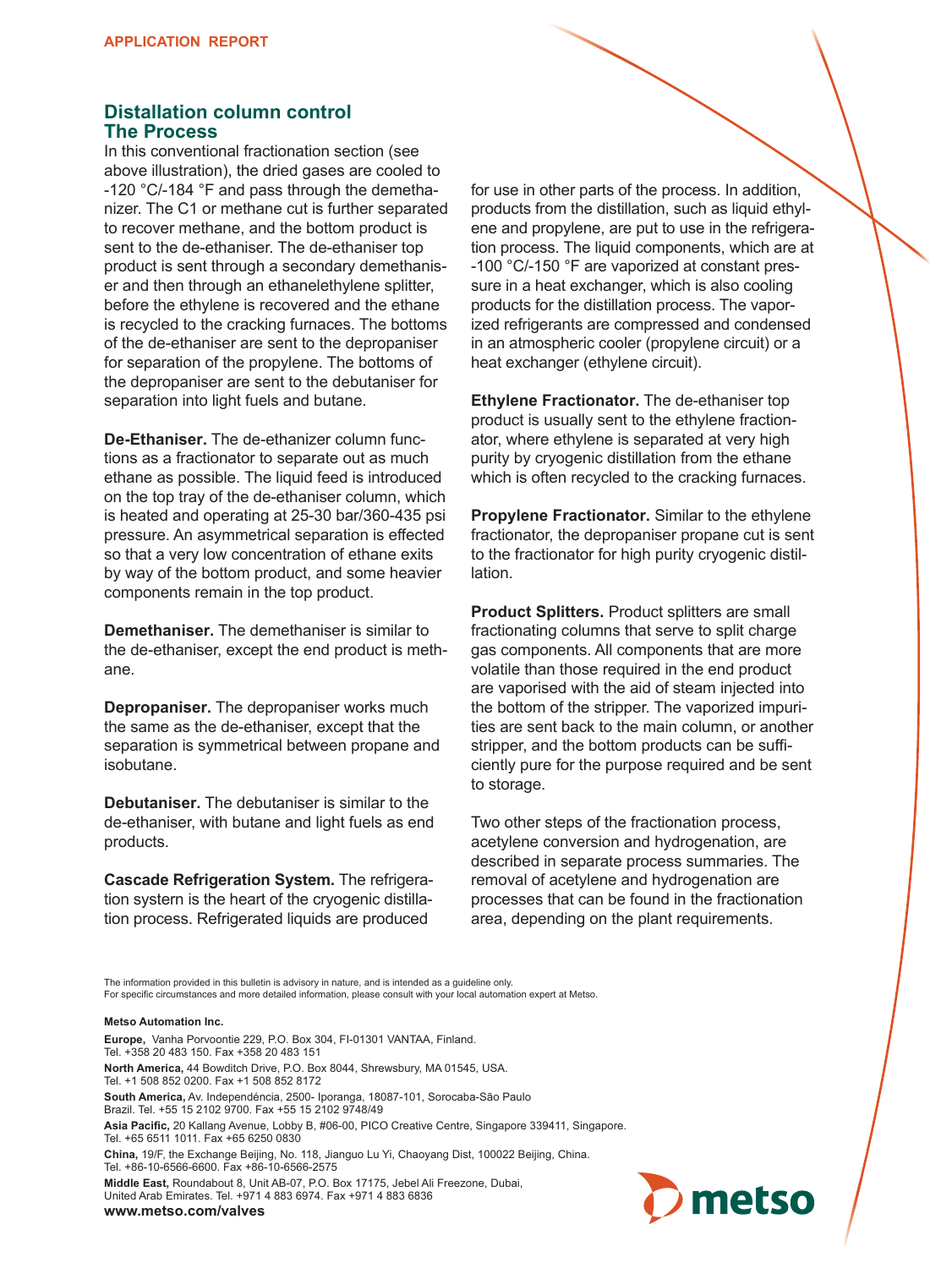APPLICATION REPORT

## Distallation column control
## The Process

In this conventional fractionation section (see above illustration), the dried gases are cooled to -120 °C/-184 °F and pass through the demethanizer. The C1 or methane cut is further separated to recover methane, and the bottom product is sent to the de-ethaniser. The de-ethaniser top product is sent through a secondary demethaniser and then through an ethanelethylene splitter, before the ethylene is recovered and the ethane is recycled to the cracking furnaces. The bottoms of the de-ethaniser are sent to the depropaniser for separation of the propylene. The bottoms of the depropaniser are sent to the debutaniser for separation into light fuels and butane.

**De-Ethaniser.** The de-ethanizer column functions as a fractionator to separate out as much ethane as possible. The liquid feed is introduced on the top tray of the de-ethaniser column, which is heated and operating at 25-30 bar/360-435 psi pressure. An asymmetrical separation is effected so that a very low concentration of ethane exits by way of the bottom product, and some heavier components remain in the top product.

**Demethaniser.** The demethaniser is similar to the de-ethaniser, except the end product is methane.

**Depropaniser.** The depropaniser works much the same as the de-ethaniser, except that the separation is symmetrical between propane and isobutane.

**Debutaniser.** The debutaniser is similar to the de-ethaniser, with butane and light fuels as end products.

**Cascade Refrigeration System.** The refrigeration system is the heart of the cryogenic distillation process. Refrigerated liquids are produced for use in other parts of the process. In addition, products from the distillation, such as liquid ethylene and propylene, are put to use in the refrigeration process. The liquid components, which are at -100 °C/-150 °F are vaporized at constant pressure in a heat exchanger, which is also cooling products for the distillation process. The vaporized refrigerants are compressed and condensed in an atmospheric cooler (propylene circuit) or a heat exchanger (ethylene circuit).

**Ethylene Fractionator.** The de-ethaniser top product is usually sent to the ethylene fractionator, where ethylene is separated at very high purity by cryogenic distillation from the ethane which is often recycled to the cracking furnaces.

**Propylene Fractionator.** Similar to the ethylene fractionator, the depropaniser propane cut is sent to the fractionator for high purity cryogenic distillation.

**Product Splitters.** Product splitters are small fractionating columns that serve to split charge gas components. All components that are more volatile than those required in the end product are vaporised with the aid of steam injected into the bottom of the stripper. The vaporized impurities are sent back to the main column, or another stripper, and the bottom products can be sufficiently pure for the purpose required and be sent to storage.

Two other steps of the fractionation process, acetylene conversion and hydrogenation, are described in separate process summaries. The removal of acetylene and hydrogenation are processes that can be found in the fractionation area, depending on the plant requirements.

The information provided in this bulletin is advisory in nature, and is intended as a guideline only.
For specific circumstances and more detailed information, please consult with your local automation expert at Metso.

**Metso Automation Inc.**

**Europe,** Vanha Porvoontie 229, P.O. Box 304, FI-01301 VANTAA, Finland.
Tel. +358 20 483 150. Fax +358 20 483 151

**North America,** 44 Bowditch Drive, P.O. Box 8044, Shrewsbury, MA 01545, USA.
Tel. +1 508 852 0200. Fax +1 508 852 8172

**South America,** Av. Independência, 2500- Iporanga, 18087-101, Sorocaba-São Paulo
Brazil. Tel. +55 15 2102 9700. Fax +55 15 2102 9748/49

**Asia Pacific,** 20 Kallang Avenue, Lobby B, #06-00, PICO Creative Centre, Singapore 339411, Singapore.
Tel. +65 6511 1011. Fax +65 6250 0830

**China,** 19/F, the Exchange Beijing, No. 118, Jianguo Lu Yi, Chaoyang Dist, 100022 Beijing, China.
Tel. +86-10-6566-6600. Fax +86-10-6566-2575

**Middle East,** Roundabout 8, Unit AB-07, P.O. Box 17175, Jebel Ali Freezone, Dubai,
United Arab Emirates. Tel. +971 4 883 6974. Fax +971 4 883 6836

**www.metso.com/valves**

metso